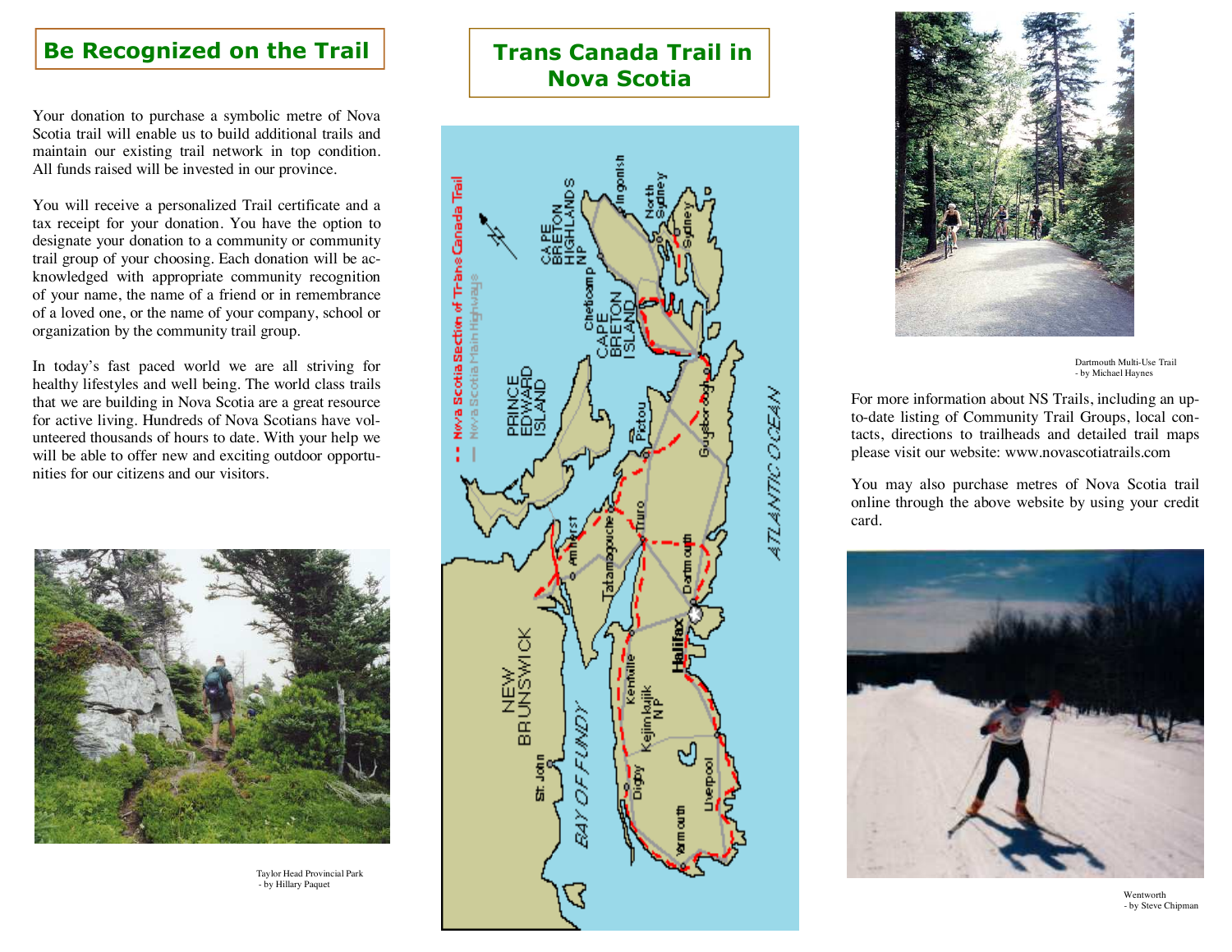## Be Recognized on the Trail

Your donation to purchase a symbolic metre of Nova Scotia trail will enable us to build additional trails and maintain our existing trail network in top condition. All funds raised will be invested in our province.

You will receive a personalized Trail certificate and a tax receipt for your donation. You have the option to designate your donation to a community or community trail group of your choosing. Each donation will be acknowledged with appropriate community recognition of your name, the name of a friend or in remembrance of a loved one, or the name of your company, school or organization by the community trail group.

In today's fast paced world we are all striving for healthy lifestyles and well being. The world class trails that we are building in Nova Scotia are a great resource for active living. Hundreds of Nova Scotians have volunteered thousands of hours to date. With your help we will be able to offer new and exciting outdoor opportunities for our citizens and our visitors.

Taylor Head Provincial Park
- by Hillary Paquet

## Trans Canada Trail in Nova Scotia

Dartmouth Multi-Use Trail
- by Michael Haynes

For more information about NS Trails, including an up-to-date listing of Community Trail Groups, local contacts, directions to trailheads and detailed trail maps please visit our website: www.novascotiatrails.com

You may also purchase metres of Nova Scotia trail online through the above website by using your credit card.

Wentworth
- by Steve Chipman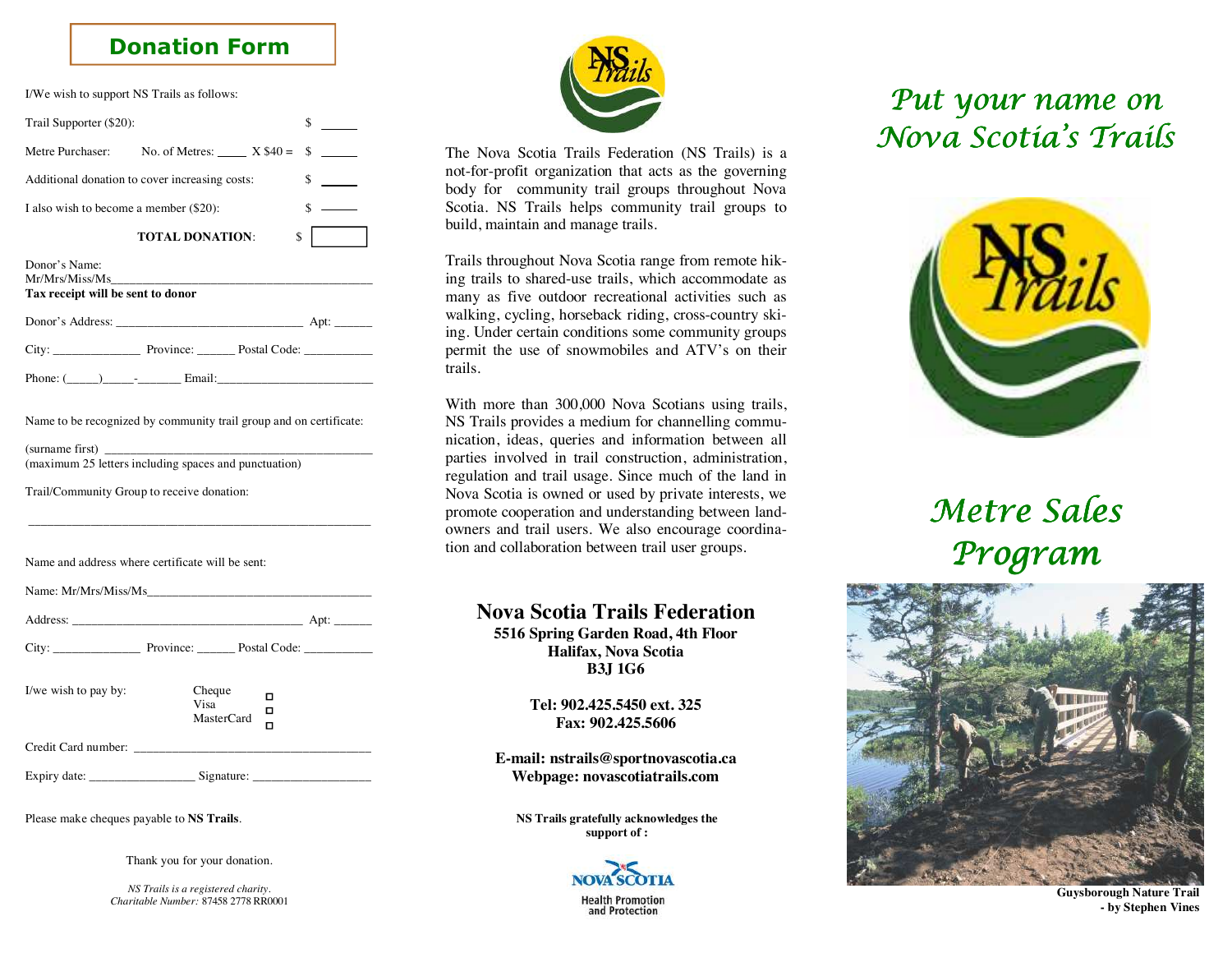## Donation Form

I/We wish to support NS Trails as follows:

Trail Supporter ($20): $ _____

Metre Purchaser: No. of Metres: ____ X $40 = $ _____

Additional donation to cover increasing costs: $ _____

I also wish to become a member ($20): $ _____

**TOTAL DONATION**: $ ☐

Donor's Name:
Mr/Mrs/Miss/Ms_________________________________________
**Tax receipt will be sent to donor**

Donor's Address: _____________________________ Apt: ______

City: _____________ Province: ______ Postal Code: __________

Phone: (_____)_____-_______ Email:________________________

Name to be recognized by community trail group and on certificate:

(surname first) ________________________________________
(maximum 25 letters including spaces and punctuation)

Trail/Community Group to receive donation:

_______________________________________________________

Name and address where certificate will be sent:

Name: Mr/Mrs/Miss/Ms____________________________________

Address: ___________________________________ Apt: ______

City: _____________ Province: ______ Postal Code: __________

I/we wish to pay by: Cheque ☐ Visa ☐ MasterCard ☐

Credit Card number: _____________________________________

Expiry date: ________________ Signature: __________________

Please make cheques payable to **NS Trails**.

Thank you for your donation.

*NS Trails is a registered charity.*
*Charitable Number:* 87458 2778 RR0001

The Nova Scotia Trails Federation (NS Trails) is a not-for-profit organization that acts as the governing body for community trail groups throughout Nova Scotia. NS Trails helps community trail groups to build, maintain and manage trails.

Trails throughout Nova Scotia range from remote hiking trails to shared-use trails, which accommodate as many as five outdoor recreational activities such as walking, cycling, horseback riding, cross-country skiing. Under certain conditions some community groups permit the use of snowmobiles and ATV's on their trails.

With more than 300,000 Nova Scotians using trails, NS Trails provides a medium for channelling communication, ideas, queries and information between all parties involved in trail construction, administration, regulation and trail usage. Since much of the land in Nova Scotia is owned or used by private interests, we promote cooperation and understanding between landowners and trail users. We also encourage coordination and collaboration between trail user groups.

## Nova Scotia Trails Federation

**5516 Spring Garden Road, 4th Floor**
**Halifax, Nova Scotia**
**B3J 1G6**

**Tel: 902.425.5450 ext. 325**
**Fax: 902.425.5606**

**E-mail: nstrails@sportnovascotia.ca**
**Webpage: novascotiatrails.com**

**NS Trails gratefully acknowledges the support of :**

NOVA SCOTIA
Health Promotion and Protection

# Put your name on Nova Scotia's Trails

# Metre Sales Program

**Guysborough Nature Trail - by Stephen Vines**